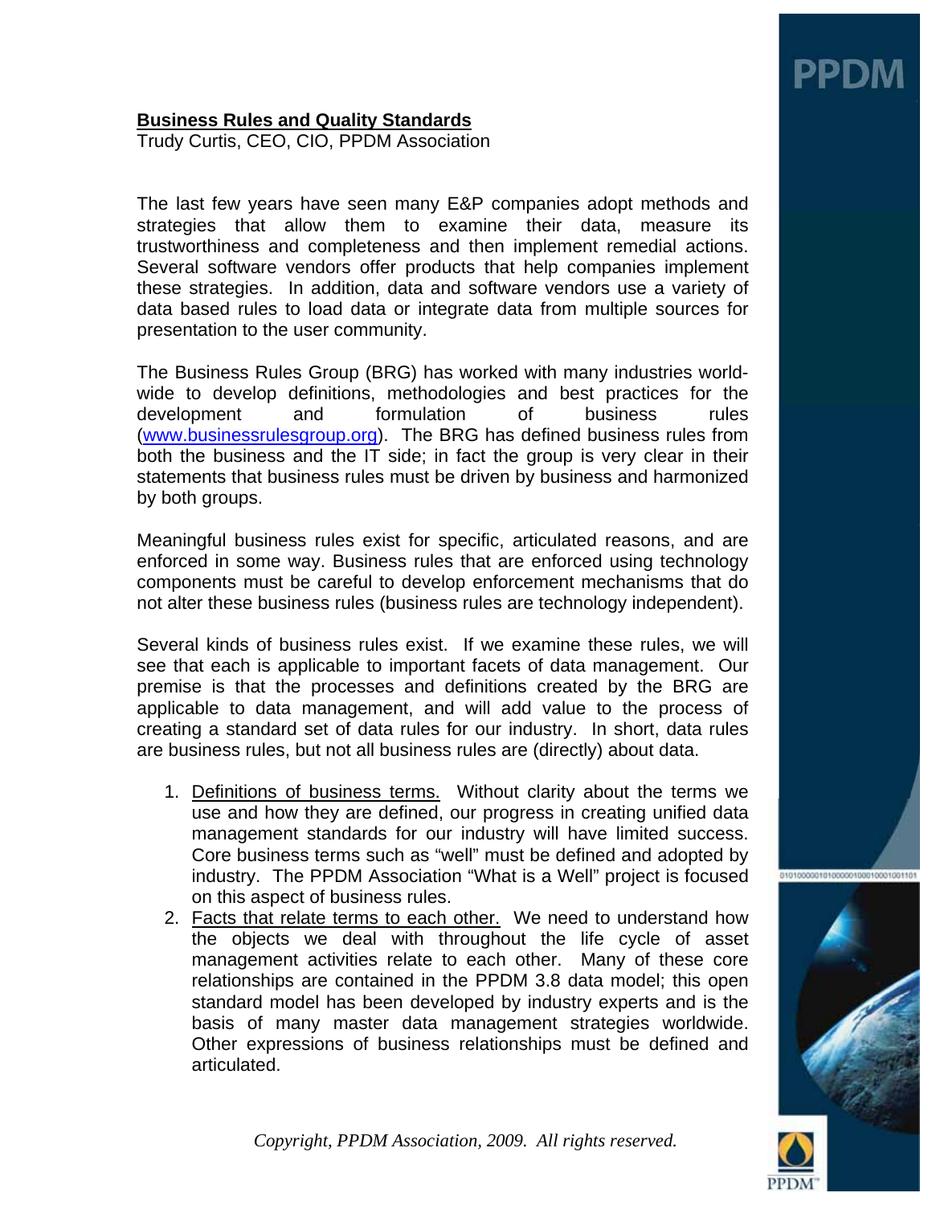# Business Rules and Quality Standards

Trudy Curtis, CEO, CIO, PPDM Association

The last few years have seen many E&P companies adopt methods and strategies that allow them to examine their data, measure its trustworthiness and completeness and then implement remedial actions. Several software vendors offer products that help companies implement these strategies. In addition, data and software vendors use a variety of data based rules to load data or integrate data from multiple sources for presentation to the user community.

The Business Rules Group (BRG) has worked with many industries world-wide to develop definitions, methodologies and best practices for the development and formulation of business rules (www.businessrulesgroup.org). The BRG has defined business rules from both the business and the IT side; in fact the group is very clear in their statements that business rules must be driven by business and harmonized by both groups.

Meaningful business rules exist for specific, articulated reasons, and are enforced in some way. Business rules that are enforced using technology components must be careful to develop enforcement mechanisms that do not alter these business rules (business rules are technology independent).

Several kinds of business rules exist. If we examine these rules, we will see that each is applicable to important facets of data management. Our premise is that the processes and definitions created by the BRG are applicable to data management, and will add value to the process of creating a standard set of data rules for our industry. In short, data rules are business rules, but not all business rules are (directly) about data.

1. Definitions of business terms. Without clarity about the terms we use and how they are defined, our progress in creating unified data management standards for our industry will have limited success. Core business terms such as "well" must be defined and adopted by industry. The PPDM Association "What is a Well" project is focused on this aspect of business rules.
2. Facts that relate terms to each other. We need to understand how the objects we deal with throughout the life cycle of asset management activities relate to each other. Many of these core relationships are contained in the PPDM 3.8 data model; this open standard model has been developed by industry experts and is the basis of many master data management strategies worldwide. Other expressions of business relationships must be defined and articulated.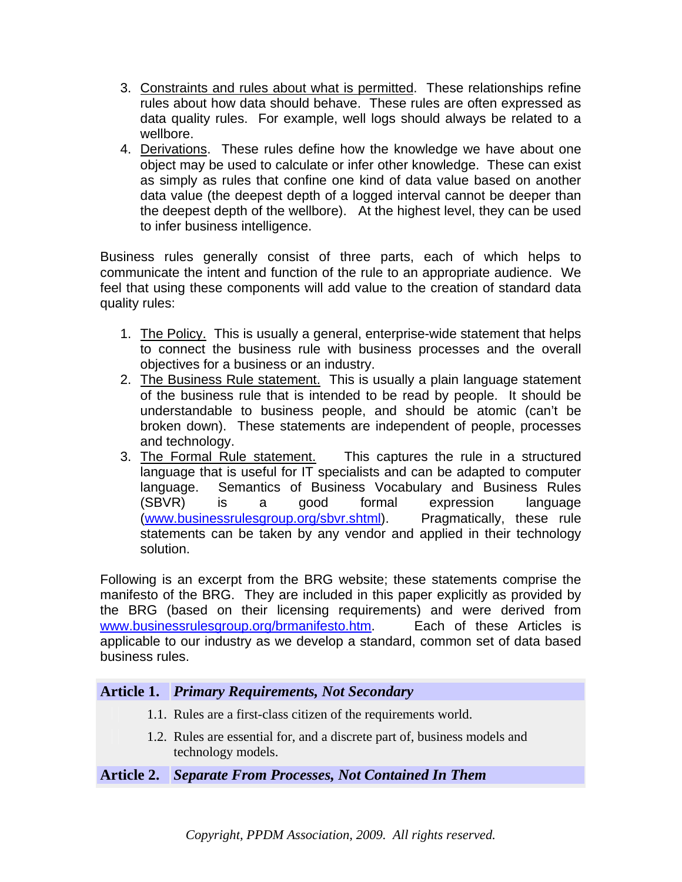3. Constraints and rules about what is permitted. These relationships refine rules about how data should behave. These rules are often expressed as data quality rules. For example, well logs should always be related to a wellbore.
4. Derivations. These rules define how the knowledge we have about one object may be used to calculate or infer other knowledge. These can exist as simply as rules that confine one kind of data value based on another data value (the deepest depth of a logged interval cannot be deeper than the deepest depth of the wellbore). At the highest level, they can be used to infer business intelligence.

Business rules generally consist of three parts, each of which helps to communicate the intent and function of the rule to an appropriate audience. We feel that using these components will add value to the creation of standard data quality rules:

1. The Policy. This is usually a general, enterprise-wide statement that helps to connect the business rule with business processes and the overall objectives for a business or an industry.
2. The Business Rule statement. This is usually a plain language statement of the business rule that is intended to be read by people. It should be understandable to business people, and should be atomic (can't be broken down). These statements are independent of people, processes and technology.
3. The Formal Rule statement. This captures the rule in a structured language that is useful for IT specialists and can be adapted to computer language. Semantics of Business Vocabulary and Business Rules (SBVR) is a good formal expression language (www.businessrulesgroup.org/sbvr.shtml). Pragmatically, these rule statements can be taken by any vendor and applied in their technology solution.

Following is an excerpt from the BRG website; these statements comprise the manifesto of the BRG. They are included in this paper explicitly as provided by the BRG (based on their licensing requirements) and were derived from www.businessrulesgroup.org/brmanifesto.htm. Each of these Articles is applicable to our industry as we develop a standard, common set of data based business rules.

**Article 1. *Primary Requirements, Not Secondary***

1.1. Rules are a first-class citizen of the requirements world.

1.2. Rules are essential for, and a discrete part of, business models and technology models.

**Article 2. *Separate From Processes, Not Contained In Them***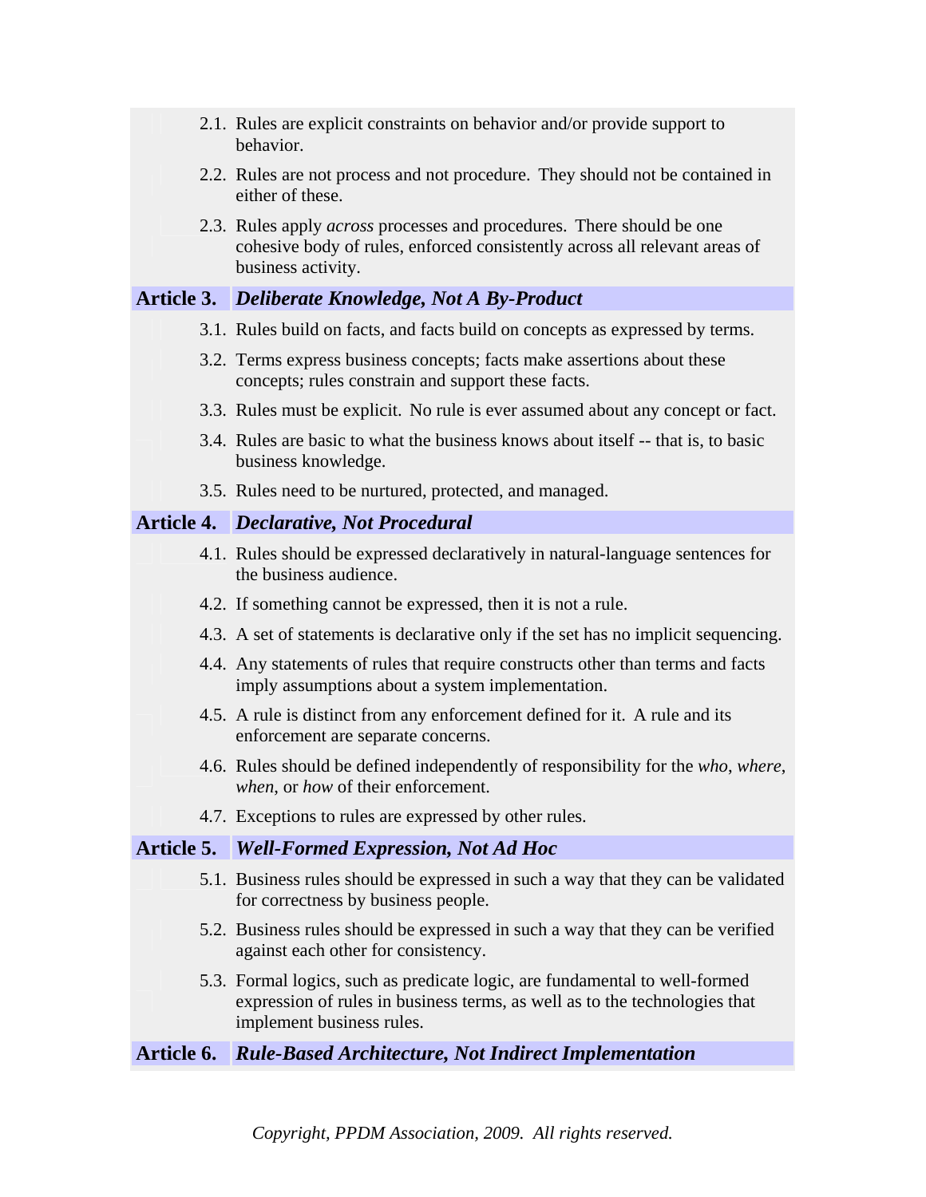2.1. Rules are explicit constraints on behavior and/or provide support to behavior.

2.2. Rules are not process and not procedure. They should not be contained in either of these.

2.3. Rules apply *across* processes and procedures. There should be one cohesive body of rules, enforced consistently across all relevant areas of business activity.

## Article 3. *Deliberate Knowledge, Not A By-Product*

3.1. Rules build on facts, and facts build on concepts as expressed by terms.

3.2. Terms express business concepts; facts make assertions about these concepts; rules constrain and support these facts.

3.3. Rules must be explicit. No rule is ever assumed about any concept or fact.

3.4. Rules are basic to what the business knows about itself -- that is, to basic business knowledge.

3.5. Rules need to be nurtured, protected, and managed.

## Article 4. *Declarative, Not Procedural*

4.1. Rules should be expressed declaratively in natural-language sentences for the business audience.

4.2. If something cannot be expressed, then it is not a rule.

4.3. A set of statements is declarative only if the set has no implicit sequencing.

4.4. Any statements of rules that require constructs other than terms and facts imply assumptions about a system implementation.

4.5. A rule is distinct from any enforcement defined for it. A rule and its enforcement are separate concerns.

4.6. Rules should be defined independently of responsibility for the *who*, *where*, *when*, or *how* of their enforcement.

4.7. Exceptions to rules are expressed by other rules.

## Article 5. *Well-Formed Expression, Not Ad Hoc*

5.1. Business rules should be expressed in such a way that they can be validated for correctness by business people.

5.2. Business rules should be expressed in such a way that they can be verified against each other for consistency.

5.3. Formal logics, such as predicate logic, are fundamental to well-formed expression of rules in business terms, as well as to the technologies that implement business rules.

## Article 6. *Rule-Based Architecture, Not Indirect Implementation*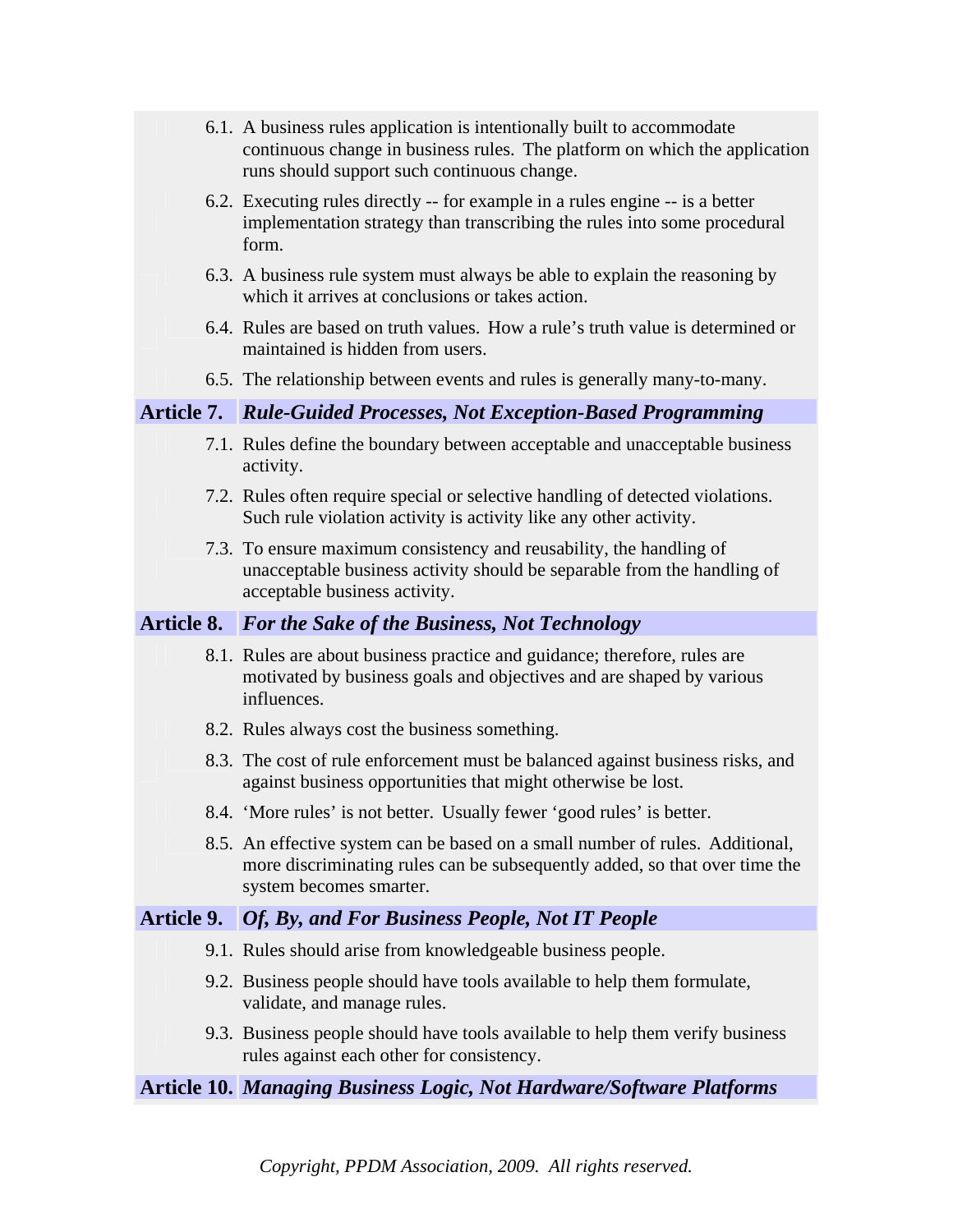6.1. A business rules application is intentionally built to accommodate continuous change in business rules. The platform on which the application runs should support such continuous change.

6.2. Executing rules directly -- for example in a rules engine -- is a better implementation strategy than transcribing the rules into some procedural form.

6.3. A business rule system must always be able to explain the reasoning by which it arrives at conclusions or takes action.

6.4. Rules are based on truth values. How a rule's truth value is determined or maintained is hidden from users.

6.5. The relationship between events and rules is generally many-to-many.

## Article 7. *Rule-Guided Processes, Not Exception-Based Programming*

7.1. Rules define the boundary between acceptable and unacceptable business activity.

7.2. Rules often require special or selective handling of detected violations. Such rule violation activity is activity like any other activity.

7.3. To ensure maximum consistency and reusability, the handling of unacceptable business activity should be separable from the handling of acceptable business activity.

## Article 8. *For the Sake of the Business, Not Technology*

8.1. Rules are about business practice and guidance; therefore, rules are motivated by business goals and objectives and are shaped by various influences.

8.2. Rules always cost the business something.

8.3. The cost of rule enforcement must be balanced against business risks, and against business opportunities that might otherwise be lost.

8.4. 'More rules' is not better. Usually fewer 'good rules' is better.

8.5. An effective system can be based on a small number of rules. Additional, more discriminating rules can be subsequently added, so that over time the system becomes smarter.

## Article 9. *Of, By, and For Business People, Not IT People*

9.1. Rules should arise from knowledgeable business people.

9.2. Business people should have tools available to help them formulate, validate, and manage rules.

9.3. Business people should have tools available to help them verify business rules against each other for consistency.

## Article 10. *Managing Business Logic, Not Hardware/Software Platforms*

*Copyright, PPDM Association, 2009. All rights reserved.*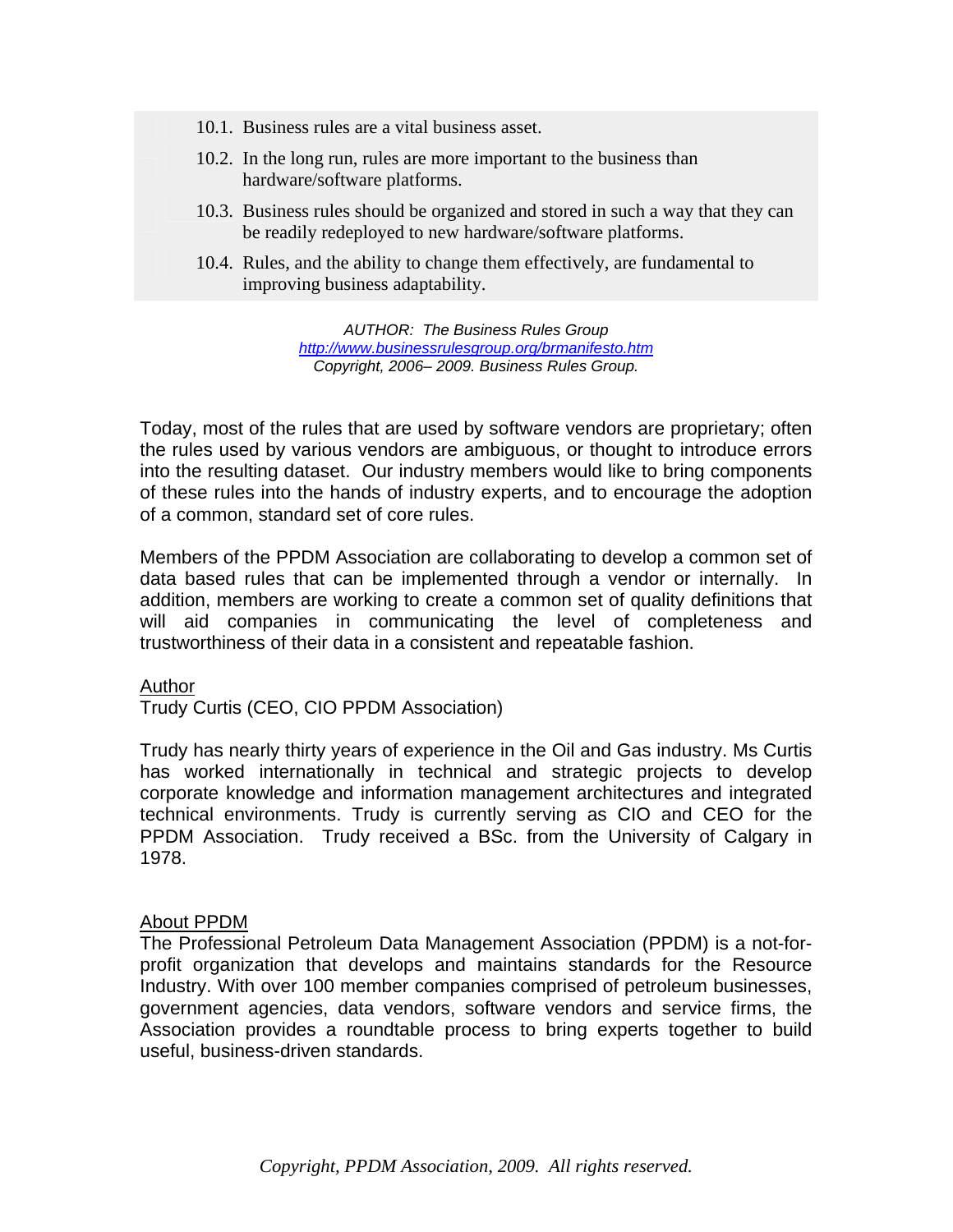10.1. Business rules are a vital business asset.

10.2. In the long run, rules are more important to the business than hardware/software platforms.

10.3. Business rules should be organized and stored in such a way that they can be readily redeployed to new hardware/software platforms.

10.4. Rules, and the ability to change them effectively, are fundamental to improving business adaptability.

*AUTHOR: The Business Rules Group*
*http://www.businessrulesgroup.org/brmanifesto.htm*
*Copyright, 2006– 2009. Business Rules Group.*

Today, most of the rules that are used by software vendors are proprietary; often the rules used by various vendors are ambiguous, or thought to introduce errors into the resulting dataset. Our industry members would like to bring components of these rules into the hands of industry experts, and to encourage the adoption of a common, standard set of core rules.

Members of the PPDM Association are collaborating to develop a common set of data based rules that can be implemented through a vendor or internally. In addition, members are working to create a common set of quality definitions that will aid companies in communicating the level of completeness and trustworthiness of their data in a consistent and repeatable fashion.

<u>Author</u>

Trudy Curtis (CEO, CIO PPDM Association)

Trudy has nearly thirty years of experience in the Oil and Gas industry. Ms Curtis has worked internationally in technical and strategic projects to develop corporate knowledge and information management architectures and integrated technical environments. Trudy is currently serving as CIO and CEO for the PPDM Association. Trudy received a BSc. from the University of Calgary in 1978.

<u>About PPDM</u>

The Professional Petroleum Data Management Association (PPDM) is a not-for-profit organization that develops and maintains standards for the Resource Industry. With over 100 member companies comprised of petroleum businesses, government agencies, data vendors, software vendors and service firms, the Association provides a roundtable process to bring experts together to build useful, business-driven standards.